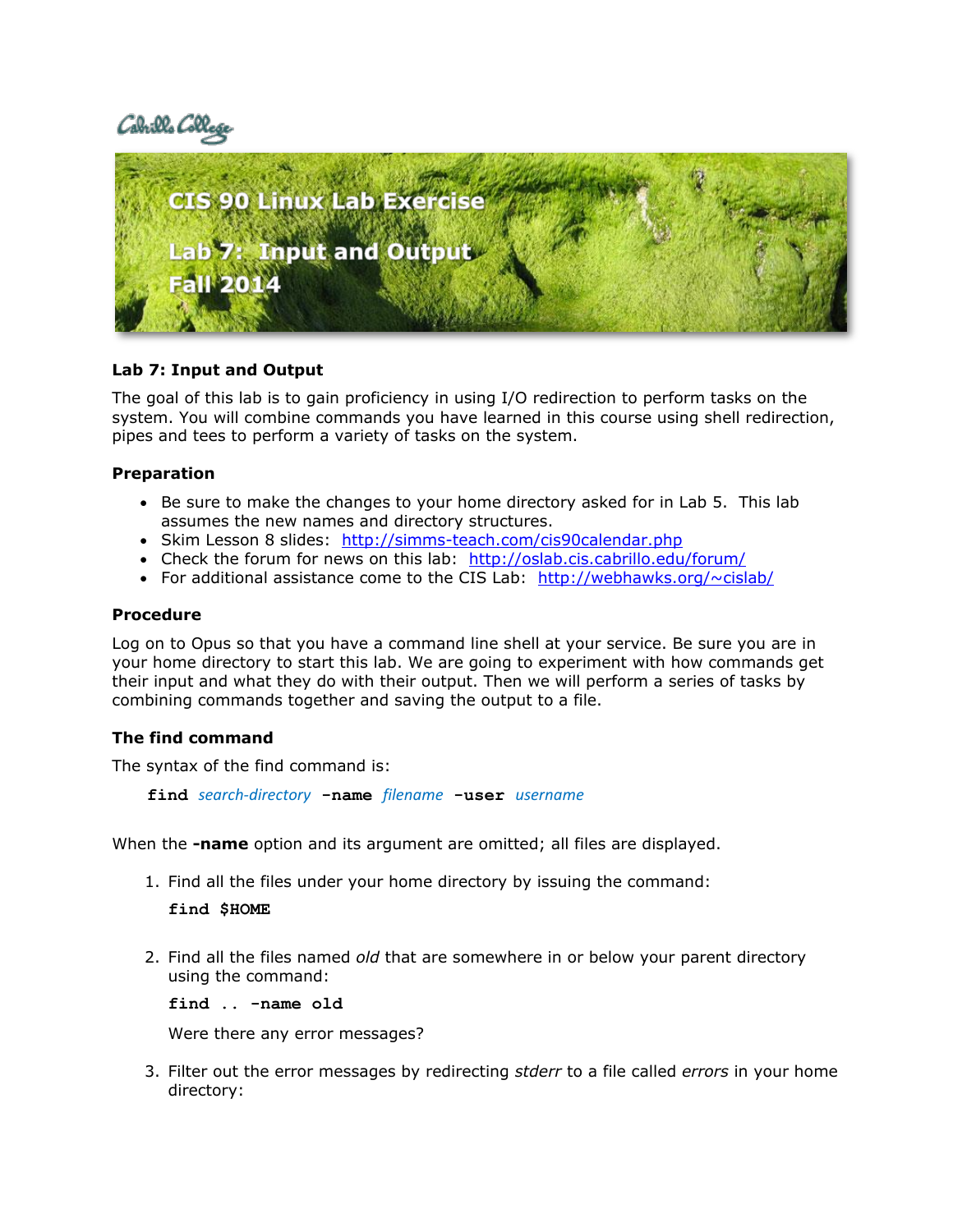# CIS 90 Linux Lab Exercise

## Lab 7: Input and Output

## Fall 2014

### Lab 7: Input and Output

The goal of this lab is to gain proficiency in using I/O redirection to perform tasks on the system. You will combine commands you have learned in this course using shell redirection, pipes and tees to perform a variety of tasks on the system.

### Preparation

- Be sure to make the changes to your home directory asked for in Lab 5. This lab assumes the new names and directory structures.
- Skim Lesson 8 slides: http://simms-teach.com/cis90calendar.php
- Check the forum for news on this lab: http://oslab.cis.cabrillo.edu/forum/
- For additional assistance come to the CIS Lab: http://webhawks.org/~cislab/

### Procedure

Log on to Opus so that you have a command line shell at your service. Be sure you are in your home directory to start this lab. We are going to experiment with how commands get their input and what they do with their output. Then we will perform a series of tasks by combining commands together and saving the output to a file.

### The find command

The syntax of the find command is:

**find** *search-directory* **-name** *filename* **-user** *username*

When the **-name** option and its argument are omitted; all files are displayed.

1. Find all the files under your home directory by issuing the command:

   **find $HOME**

2. Find all the files named *old* that are somewhere in or below your parent directory using the command:

   **find .. -name old**

   Were there any error messages?

3. Filter out the error messages by redirecting *stderr* to a file called *errors* in your home directory: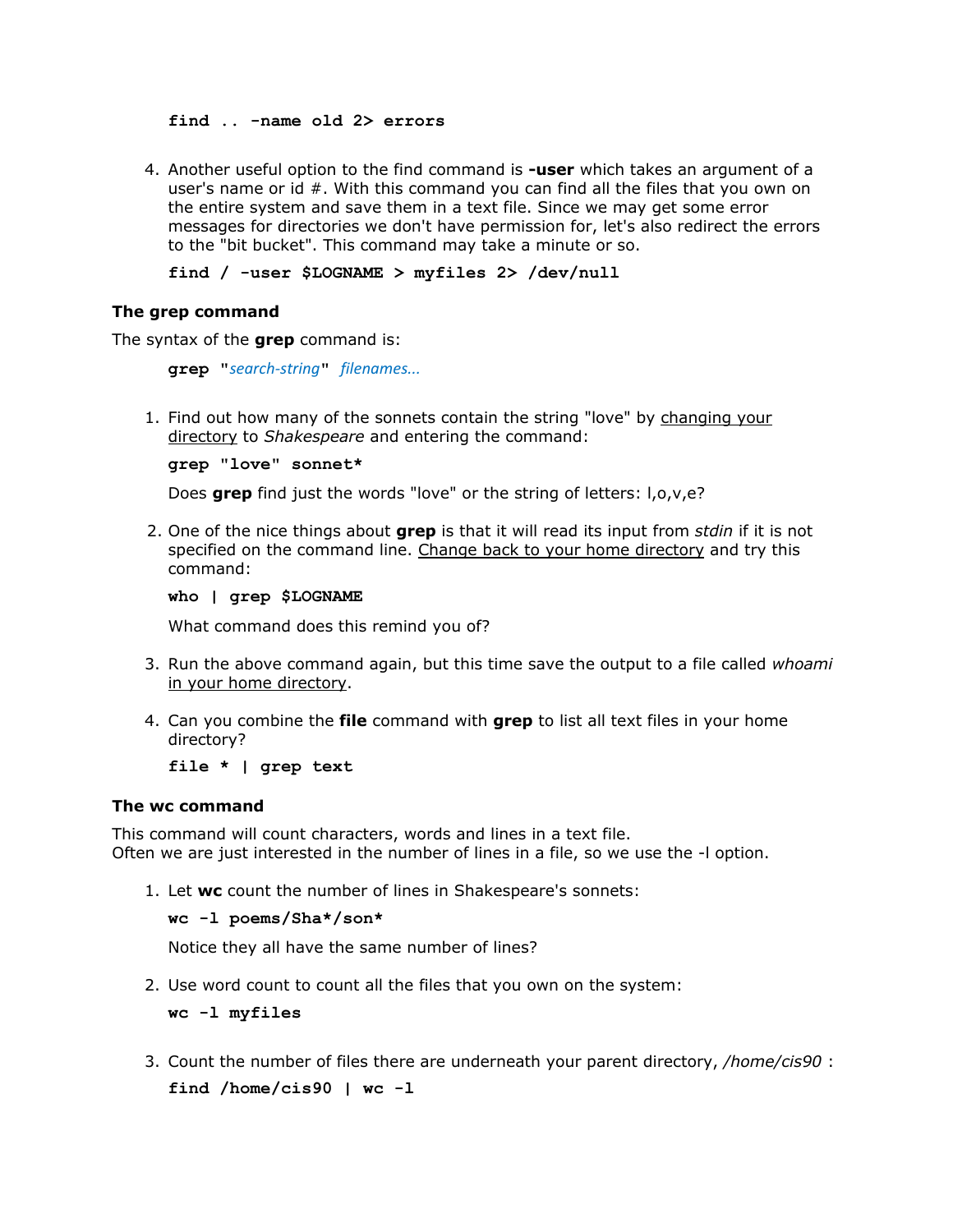```
find .. -name old 2> errors
```

4. Another useful option to the find command is **-user** which takes an argument of a user's name or id #. With this command you can find all the files that you own on the entire system and save them in a text file. Since we may get some error messages for directories we don't have permission for, let's also redirect the errors to the "bit bucket". This command may take a minute or so.

   ```
   find / -user $LOGNAME > myfiles 2> /dev/null
   ```

### The grep command

The syntax of the **grep** command is:

```
grep "search-string" filenames...
```

1. Find out how many of the sonnets contain the string "love" by changing your directory to *Shakespeare* and entering the command:

   ```
   grep "love" sonnet*
   ```

   Does **grep** find just the words "love" or the string of letters: l,o,v,e?

2. One of the nice things about **grep** is that it will read its input from *stdin* if it is not specified on the command line. Change back to your home directory and try this command:

   ```
   who | grep $LOGNAME
   ```

   What command does this remind you of?

3. Run the above command again, but this time save the output to a file called *whoami* in your home directory.

4. Can you combine the **file** command with **grep** to list all text files in your home directory?

   ```
   file * | grep text
   ```

### The wc command

This command will count characters, words and lines in a text file.
Often we are just interested in the number of lines in a file, so we use the -l option.

1. Let **wc** count the number of lines in Shakespeare's sonnets:

   ```
   wc -l poems/Sha*/son*
   ```

   Notice they all have the same number of lines?

2. Use word count to count all the files that you own on the system:

   ```
   wc -l myfiles
   ```

3. Count the number of files there are underneath your parent directory, */home/cis90* :

   ```
   find /home/cis90 | wc -l
   ```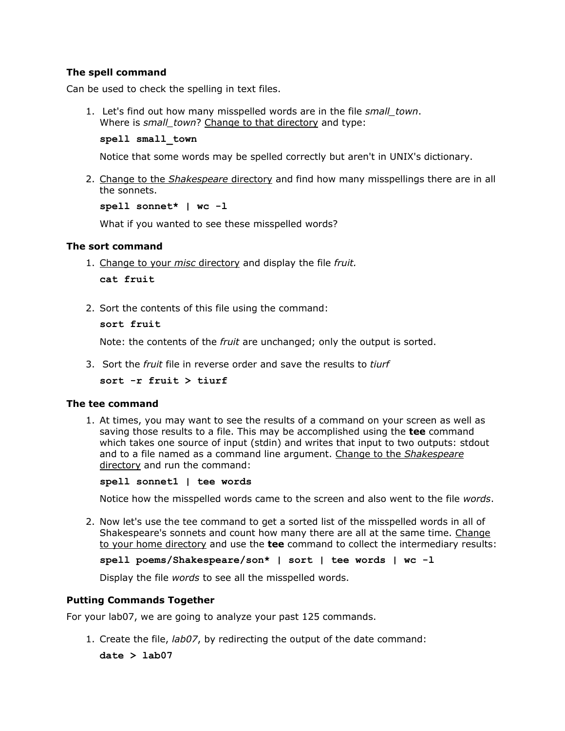### The spell command

Can be used to check the spelling in text files.

1. Let's find out how many misspelled words are in the file *small_town*.
   Where is *small_town*? Change to that directory and type:

   ```
   spell small_town
   ```

   Notice that some words may be spelled correctly but aren't in UNIX's dictionary.

2. Change to the *Shakespeare* directory and find how many misspellings there are in all the sonnets.

   ```
   spell sonnet* | wc -l
   ```

   What if you wanted to see these misspelled words?

### The sort command

1. Change to your *misc* directory and display the file *fruit.*

   ```
   cat fruit
   ```

2. Sort the contents of this file using the command:

   ```
   sort fruit
   ```

   Note: the contents of the *fruit* are unchanged; only the output is sorted.

3. Sort the *fruit* file in reverse order and save the results to *tiurf*

   ```
   sort -r fruit > tiurf
   ```

### The tee command

1. At times, you may want to see the results of a command on your screen as well as saving those results to a file. This may be accomplished using the **tee** command which takes one source of input (stdin) and writes that input to two outputs: stdout and to a file named as a command line argument. Change to the *Shakespeare* directory and run the command:

   ```
   spell sonnet1 | tee words
   ```

   Notice how the misspelled words came to the screen and also went to the file *words*.

2. Now let's use the tee command to get a sorted list of the misspelled words in all of Shakespeare's sonnets and count how many there are all at the same time. Change to your home directory and use the **tee** command to collect the intermediary results:

   ```
   spell poems/Shakespeare/son* | sort | tee words | wc -l
   ```

   Display the file *words* to see all the misspelled words.

### Putting Commands Together

For your lab07, we are going to analyze your past 125 commands.

1. Create the file, *lab07*, by redirecting the output of the date command:

   ```
   date > lab07
   ```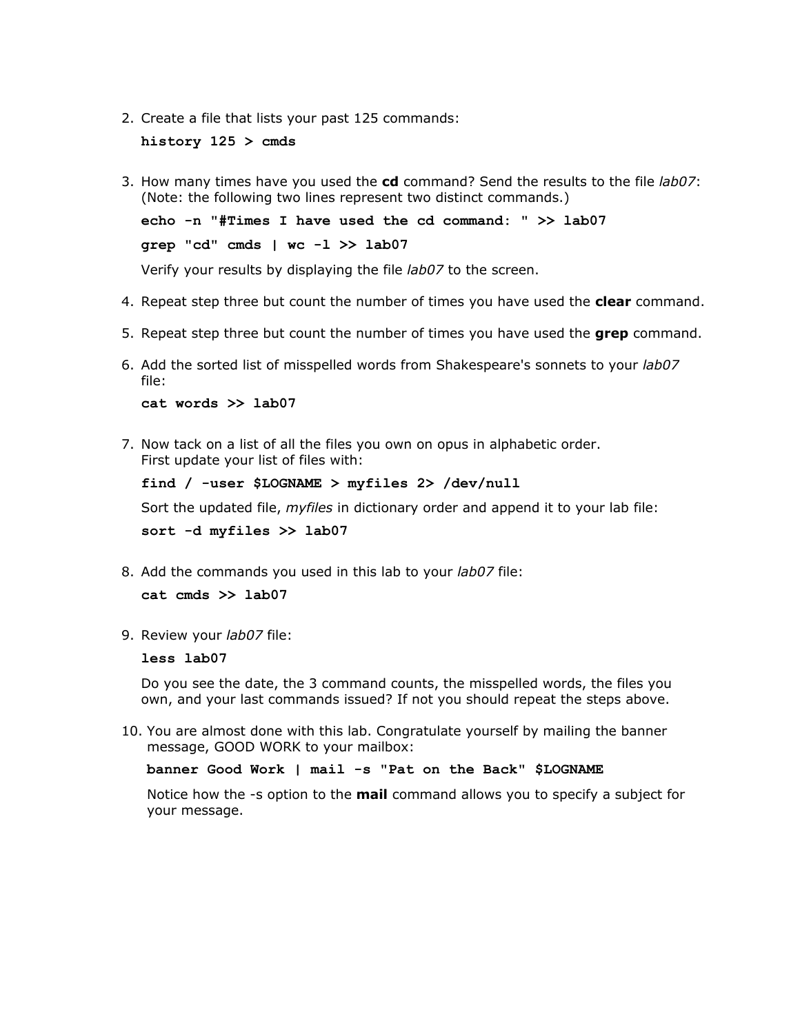2. Create a file that lists your past 125 commands:

   ```
   history 125 > cmds
   ```

3. How many times have you used the **cd** command? Send the results to the file *lab07*: (Note: the following two lines represent two distinct commands.)

   ```
   echo -n "#Times I have used the cd command: " >> lab07
   ```

   ```
   grep "cd" cmds | wc -l >> lab07
   ```

   Verify your results by displaying the file *lab07* to the screen.

4. Repeat step three but count the number of times you have used the **clear** command.

5. Repeat step three but count the number of times you have used the **grep** command.

6. Add the sorted list of misspelled words from Shakespeare's sonnets to your *lab07* file:

   ```
   cat words >> lab07
   ```

7. Now tack on a list of all the files you own on opus in alphabetic order.
   First update your list of files with:

   ```
   find / -user $LOGNAME > myfiles 2> /dev/null
   ```

   Sort the updated file, *myfiles* in dictionary order and append it to your lab file:

   ```
   sort -d myfiles >> lab07
   ```

8. Add the commands you used in this lab to your *lab07* file:

   ```
   cat cmds >> lab07
   ```

9. Review your *lab07* file:

   ```
   less lab07
   ```

   Do you see the date, the 3 command counts, the misspelled words, the files you own, and your last commands issued? If not you should repeat the steps above.

10. You are almost done with this lab. Congratulate yourself by mailing the banner message, GOOD WORK to your mailbox:

    ```
    banner Good Work | mail -s "Pat on the Back" $LOGNAME
    ```

    Notice how the -s option to the **mail** command allows you to specify a subject for your message.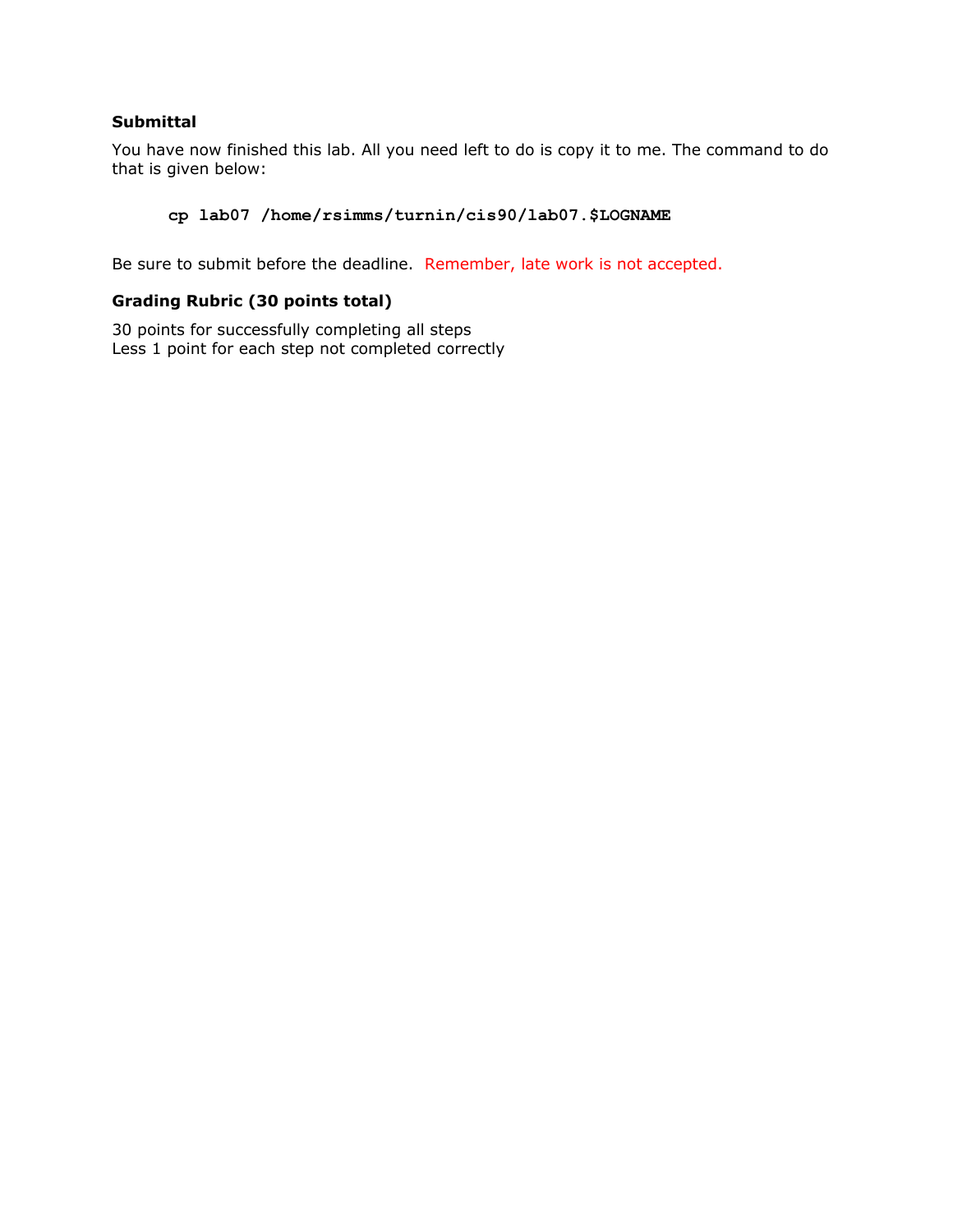### Submittal

You have now finished this lab. All you need left to do is copy it to me. The command to do that is given below:

```
cp lab07 /home/rsimms/turnin/cis90/lab07.$LOGNAME
```

Be sure to submit before the deadline. Remember, late work is not accepted.

### Grading Rubric (30 points total)

30 points for successfully completing all steps
Less 1 point for each step not completed correctly